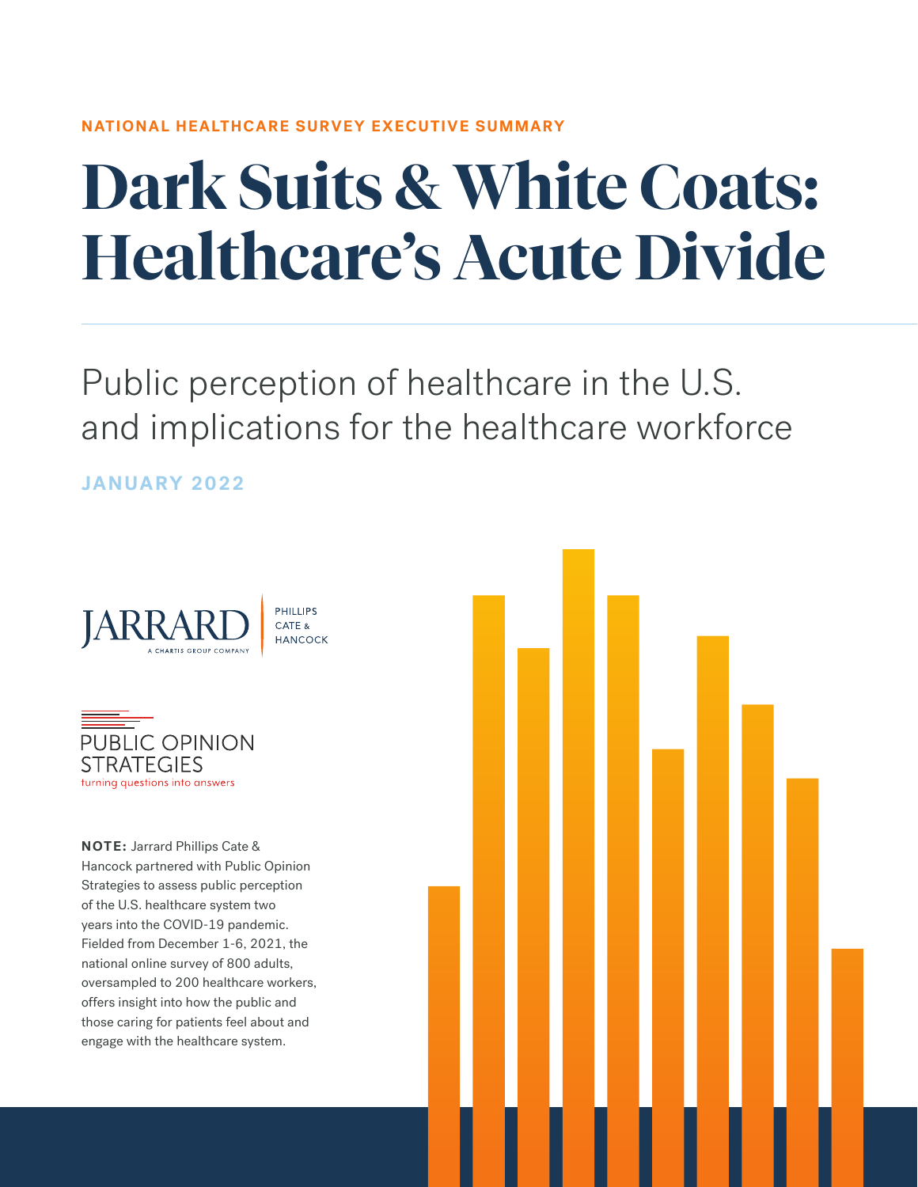NATIONAL HEALTHCARE SURVEY EXECUTIVE SUMMARY

# Dark Suits & White Coats: Healthcare's Acute Divide

## Public perception of healthcare in the U.S. and implications for the healthcare workforce

**JANUARY 2022**

JARRARD
A CHARTIS GROUP COMPANY
PHILLIPS CATE & HANCOCK

PUBLIC OPINION STRATEGIES
turning questions into answers

**NOTE:** Jarrard Phillips Cate & Hancock partnered with Public Opinion Strategies to assess public perception of the U.S. healthcare system two years into the COVID-19 pandemic. Fielded from December 1-6, 2021, the national online survey of 800 adults, oversampled to 200 healthcare workers, offers insight into how the public and those caring for patients feel about and engage with the healthcare system.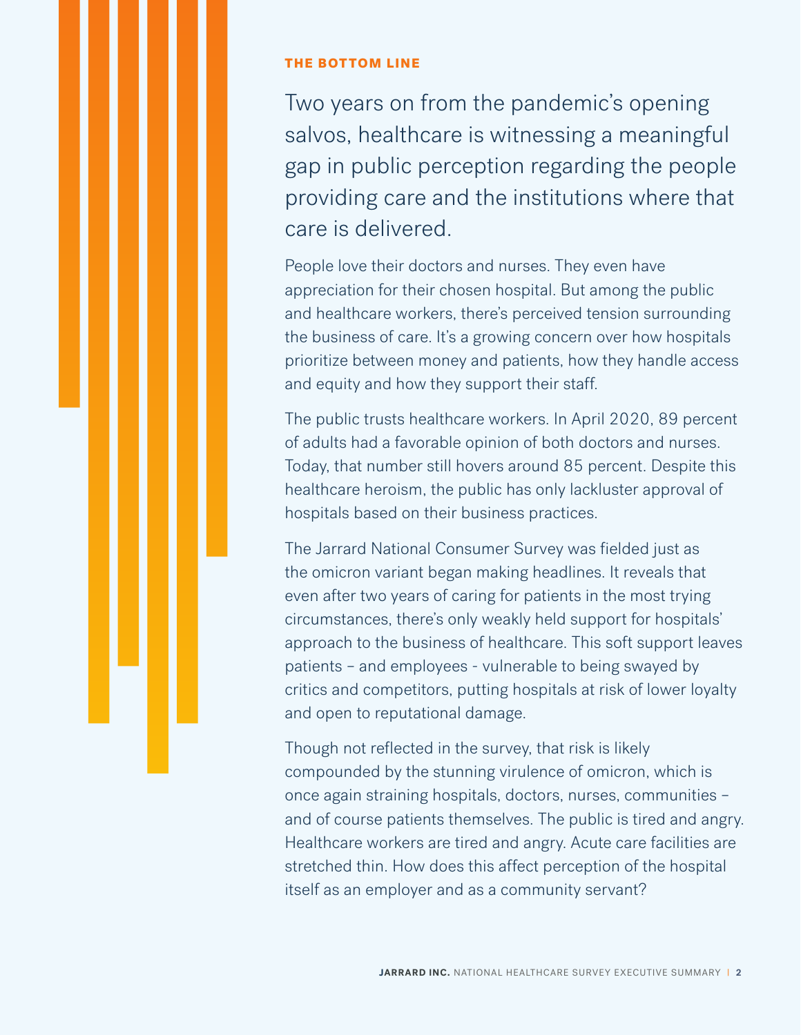## THE BOTTOM LINE

### Two years on from the pandemic's opening salvos, healthcare is witnessing a meaningful gap in public perception regarding the people providing care and the institutions where that care is delivered.

People love their doctors and nurses. They even have appreciation for their chosen hospital. But among the public and healthcare workers, there's perceived tension surrounding the business of care. It's a growing concern over how hospitals prioritize between money and patients, how they handle access and equity and how they support their staff.

The public trusts healthcare workers. In April 2020, 89 percent of adults had a favorable opinion of both doctors and nurses. Today, that number still hovers around 85 percent. Despite this healthcare heroism, the public has only lackluster approval of hospitals based on their business practices.

The Jarrard National Consumer Survey was fielded just as the omicron variant began making headlines. It reveals that even after two years of caring for patients in the most trying circumstances, there's only weakly held support for hospitals' approach to the business of healthcare. This soft support leaves patients – and employees - vulnerable to being swayed by critics and competitors, putting hospitals at risk of lower loyalty and open to reputational damage.

Though not reflected in the survey, that risk is likely compounded by the stunning virulence of omicron, which is once again straining hospitals, doctors, nurses, communities – and of course patients themselves. The public is tired and angry. Healthcare workers are tired and angry. Acute care facilities are stretched thin. How does this affect perception of the hospital itself as an employer and as a community servant?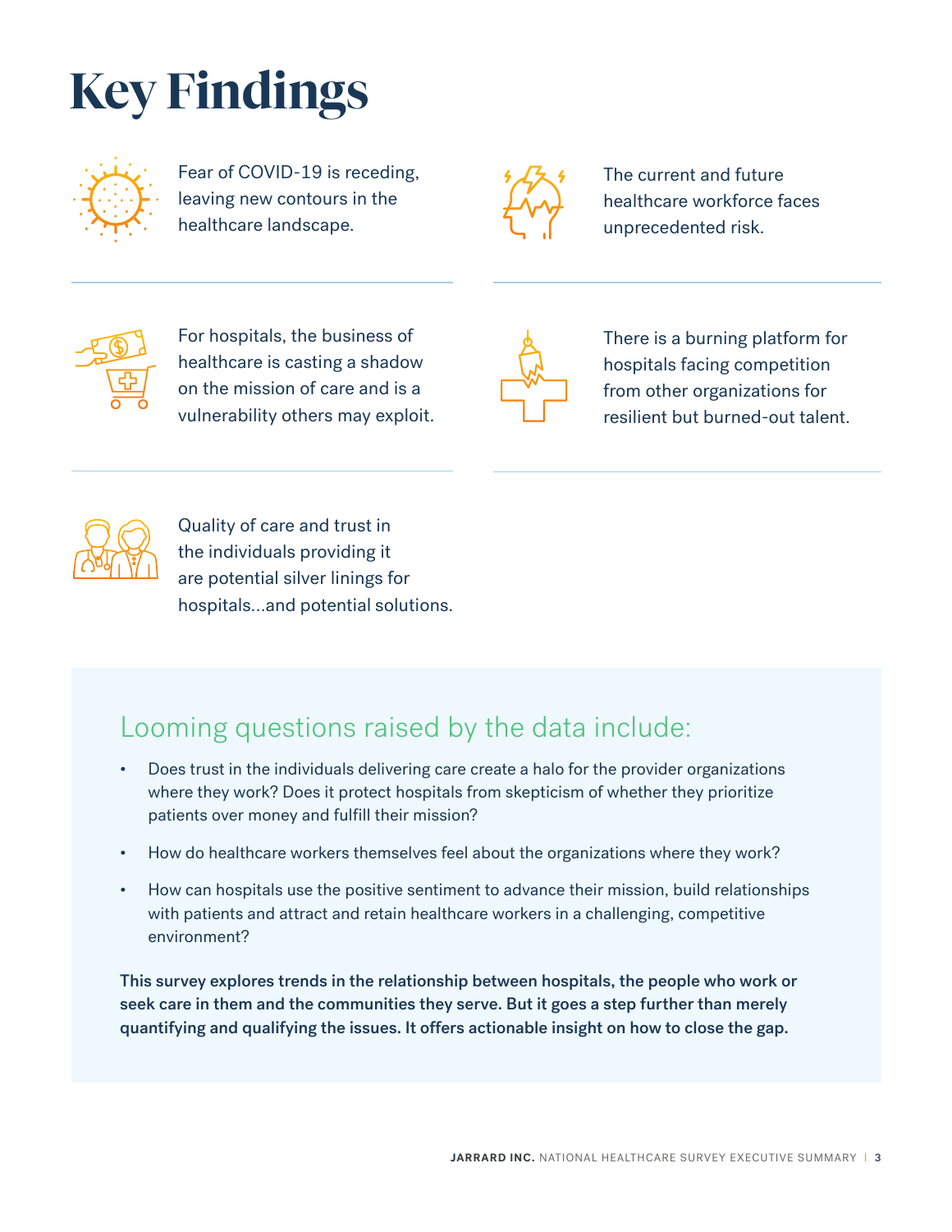# Key Findings

Fear of COVID-19 is receding, leaving new contours in the healthcare landscape.

The current and future healthcare workforce faces unprecedented risk.

For hospitals, the business of healthcare is casting a shadow on the mission of care and is a vulnerability others may exploit.

There is a burning platform for hospitals facing competition from other organizations for resilient but burned-out talent.

Quality of care and trust in the individuals providing it are potential silver linings for hospitals...and potential solutions.

## Looming questions raised by the data include:

- Does trust in the individuals delivering care create a halo for the provider organizations where they work? Does it protect hospitals from skepticism of whether they prioritize patients over money and fulfill their mission?
- How do healthcare workers themselves feel about the organizations where they work?
- How can hospitals use the positive sentiment to advance their mission, build relationships with patients and attract and retain healthcare workers in a challenging, competitive environment?

**This survey explores trends in the relationship between hospitals, the people who work or seek care in them and the communities they serve. But it goes a step further than merely quantifying and qualifying the issues. It offers actionable insight on how to close the gap.**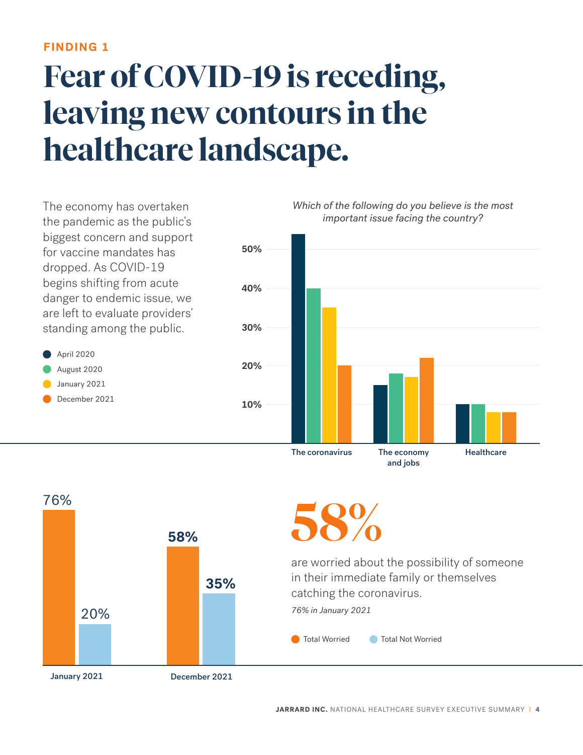**FINDING 1**

# Fear of COVID-19 is receding, leaving new contours in the healthcare landscape.

The economy has overtaken the pandemic as the public's biggest concern and support for vaccine mandates has dropped. As COVID-19 begins shifting from acute danger to endemic issue, we are left to evaluate providers' standing among the public.

*Which of the following do you believe is the most important issue facing the country?*

- April 2020
- August 2020
- January 2021
- December 2021

50%
40%
30%
20%
10%

The coronavirus | The economy and jobs | Healthcare

76% | 20%
January 2021

58% | 35%
December 2021

# 58%

are worried about the possibility of someone in their immediate family or themselves catching the coronavirus.

*76% in January 2021*

- Total Worried
- Total Not Worried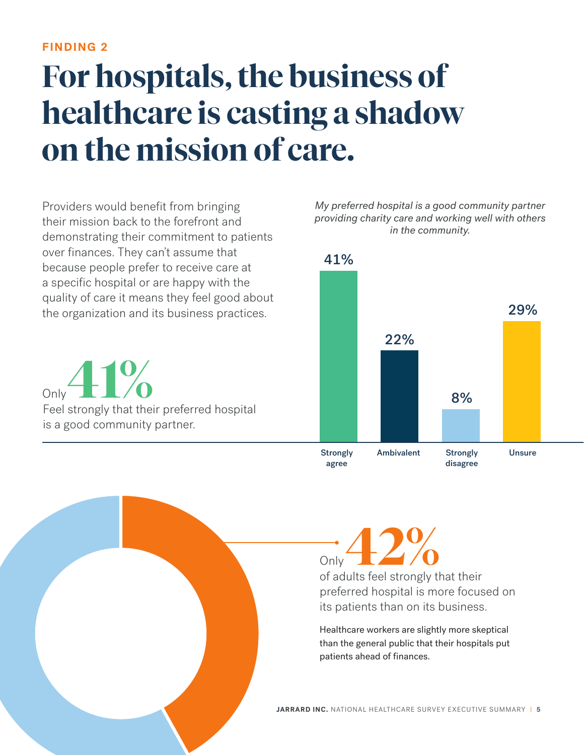**FINDING 2**

# For hospitals, the business of healthcare is casting a shadow on the mission of care.

Providers would benefit from bringing their mission back to the forefront and demonstrating their commitment to patients over finances. They can't assume that because people prefer to receive care at a specific hospital or are happy with the quality of care it means they feel good about the organization and its business practices.

Only **41%**

Feel strongly that their preferred hospital is a good community partner.

*My preferred hospital is a good community partner providing charity care and working well with others in the community.*

| Strongly agree | Ambivalent | Strongly disagree | Unsure |
|---|---|---|---|
| 41% | 22% | 8% | 29% |

Only **42%**

of adults feel strongly that their preferred hospital is more focused on its patients than on its business.

Healthcare workers are slightly more skeptical than the general public that their hospitals put patients ahead of finances.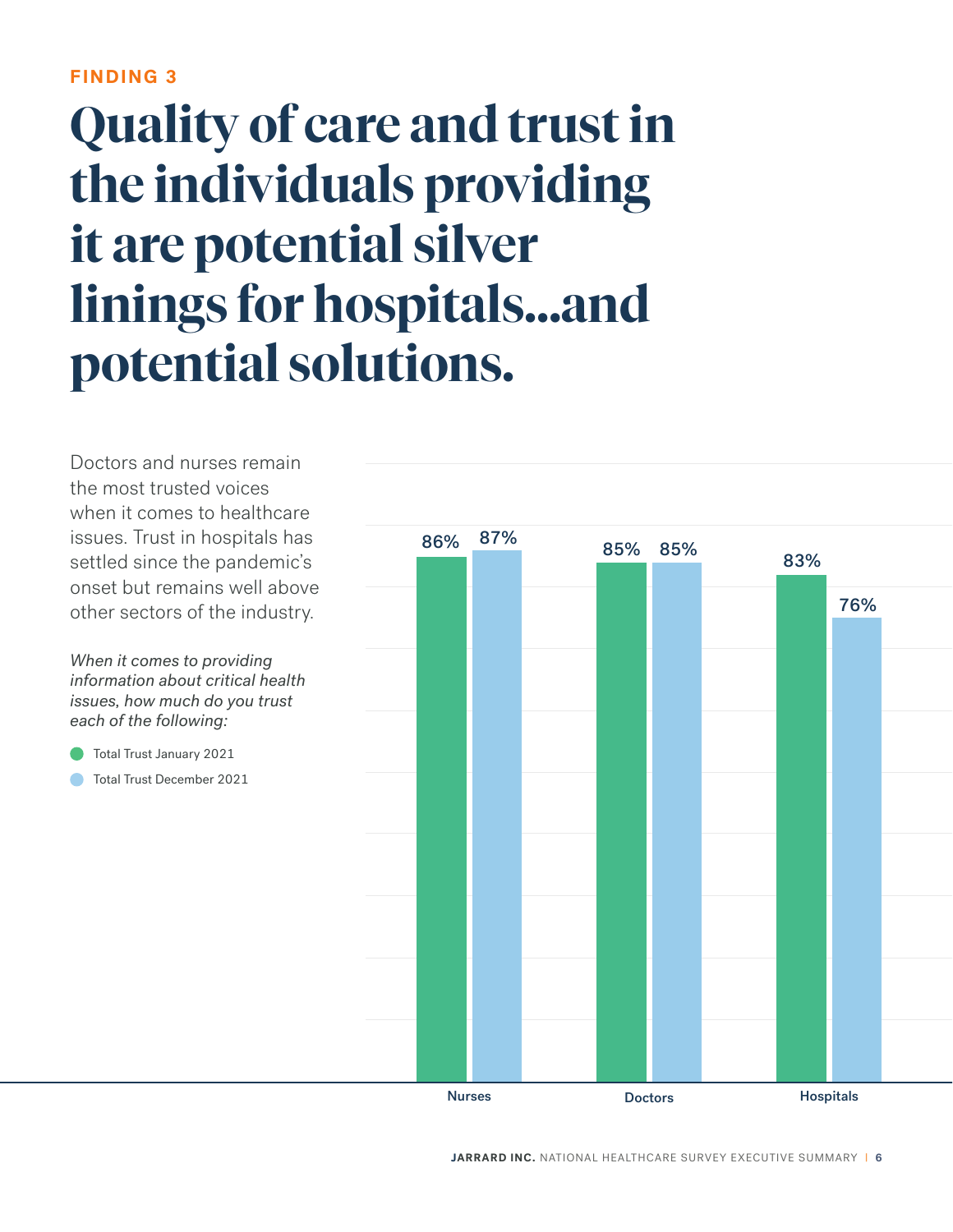**FINDING 3**

# Quality of care and trust in the individuals providing it are potential silver linings for hospitals...and potential solutions.

Doctors and nurses remain the most trusted voices when it comes to healthcare issues. Trust in hospitals has settled since the pandemic's onset but remains well above other sectors of the industry.

*When it comes to providing information about critical health issues, how much do you trust each of the following:*

| | Total Trust January 2021 | Total Trust December 2021 |
|---|---|---|
| Nurses | 86% | 87% |
| Doctors | 85% | 85% |
| Hospitals | 83% | 76% |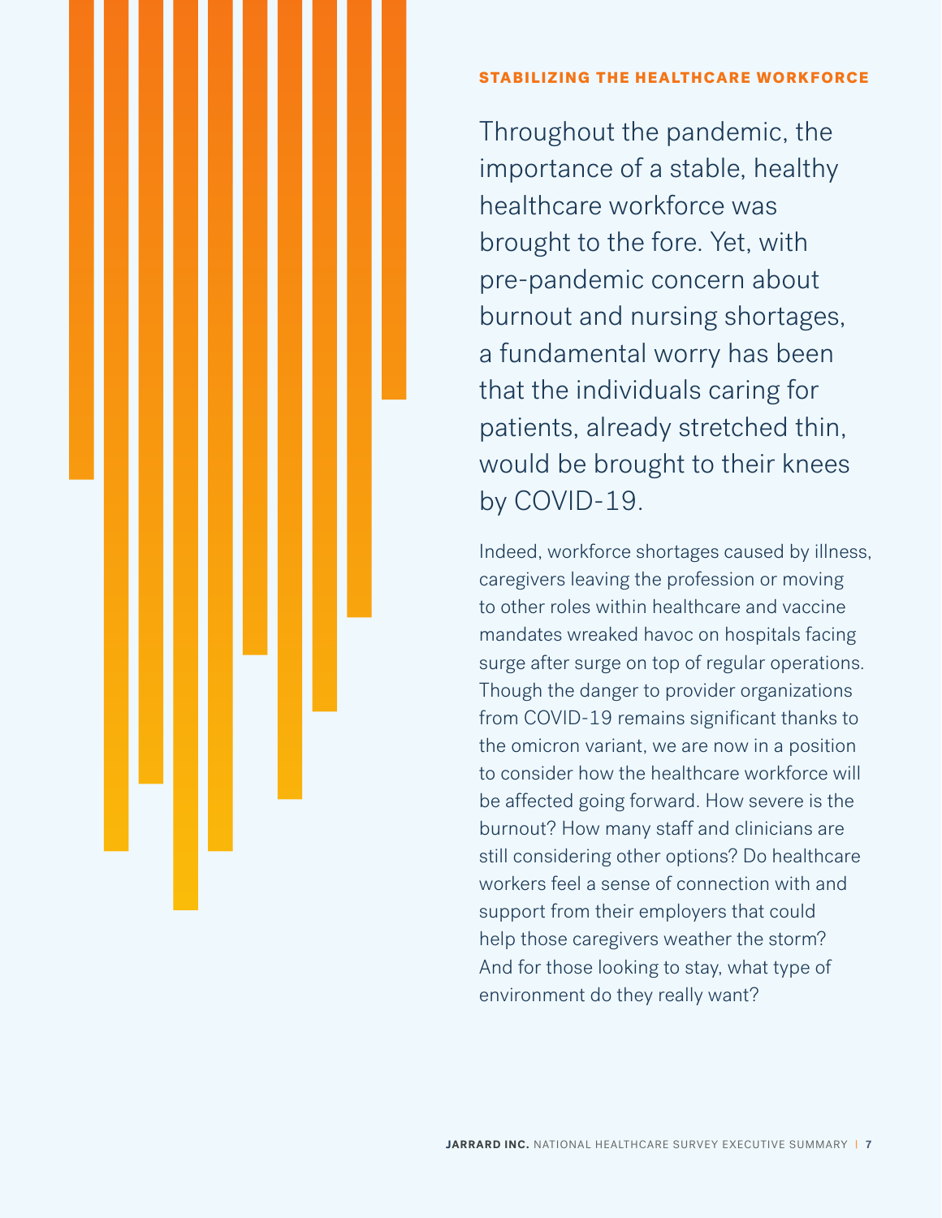## STABILIZING THE HEALTHCARE WORKFORCE

Throughout the pandemic, the importance of a stable, healthy healthcare workforce was brought to the fore. Yet, with pre-pandemic concern about burnout and nursing shortages, a fundamental worry has been that the individuals caring for patients, already stretched thin, would be brought to their knees by COVID-19.

Indeed, workforce shortages caused by illness, caregivers leaving the profession or moving to other roles within healthcare and vaccine mandates wreaked havoc on hospitals facing surge after surge on top of regular operations. Though the danger to provider organizations from COVID-19 remains significant thanks to the omicron variant, we are now in a position to consider how the healthcare workforce will be affected going forward. How severe is the burnout? How many staff and clinicians are still considering other options? Do healthcare workers feel a sense of connection with and support from their employers that could help those caregivers weather the storm? And for those looking to stay, what type of environment do they really want?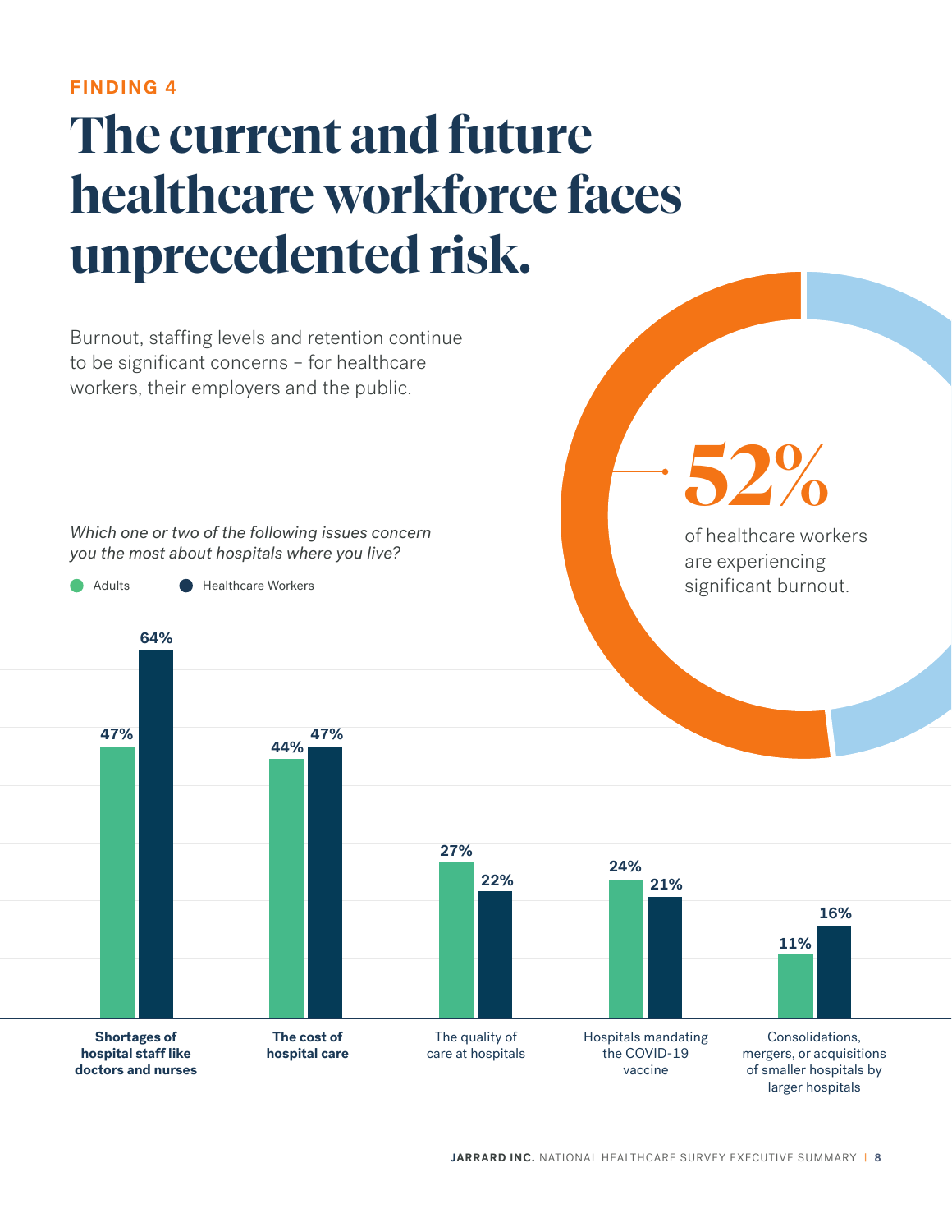FINDING 4

# The current and future healthcare workforce faces unprecedented risk.

Burnout, staffing levels and retention continue to be significant concerns – for healthcare workers, their employers and the public.

**52%** of healthcare workers are experiencing significant burnout.

*Which one or two of the following issues concern you the most about hospitals where you live?*

| Issue | Adults | Healthcare Workers |
| --- | --- | --- |
| **Shortages of hospital staff like doctors and nurses** | 47% | 64% |
| **The cost of hospital care** | 44% | 47% |
| The quality of care at hospitals | 27% | 22% |
| Hospitals mandating the COVID-19 vaccine | 24% | 21% |
| Consolidations, mergers, or acquisitions of smaller hospitals by larger hospitals | 11% | 16% |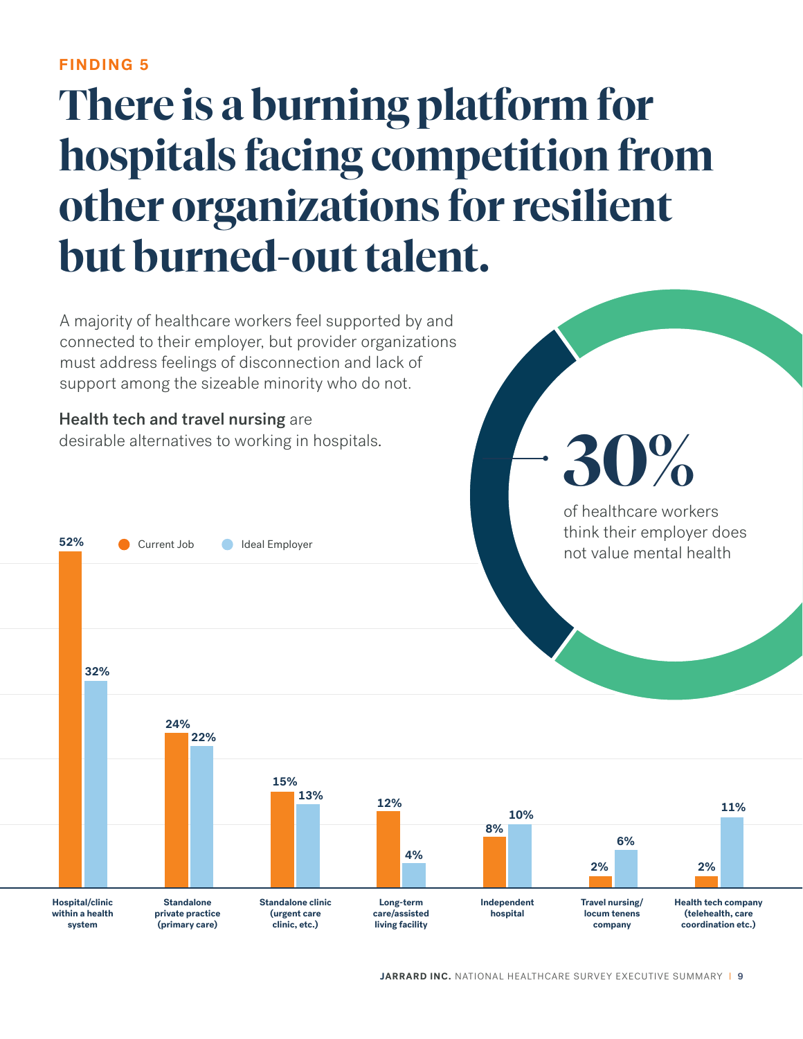FINDING 5

# There is a burning platform for hospitals facing competition from other organizations for resilient but burned-out talent.

A majority of healthcare workers feel supported by and connected to their employer, but provider organizations must address feelings of disconnection and lack of support among the sizeable minority who do not.

**Health tech and travel nursing** are desirable alternatives to working in hospitals.

**30%** of healthcare workers think their employer does not value mental health

| | Current Job | Ideal Employer |
|---|---|---|
| Hospital/clinic within a health system | 52% | 32% |
| Standalone private practice (primary care) | 24% | 22% |
| Standalone clinic (urgent care clinic, etc.) | 15% | 13% |
| Long-term care/assisted living facility | 12% | 4% |
| Independent hospital | 8% | 10% |
| Travel nursing/ locum tenens company | 2% | 6% |
| Health tech company (telehealth, care coordination etc.) | 2% | 11% |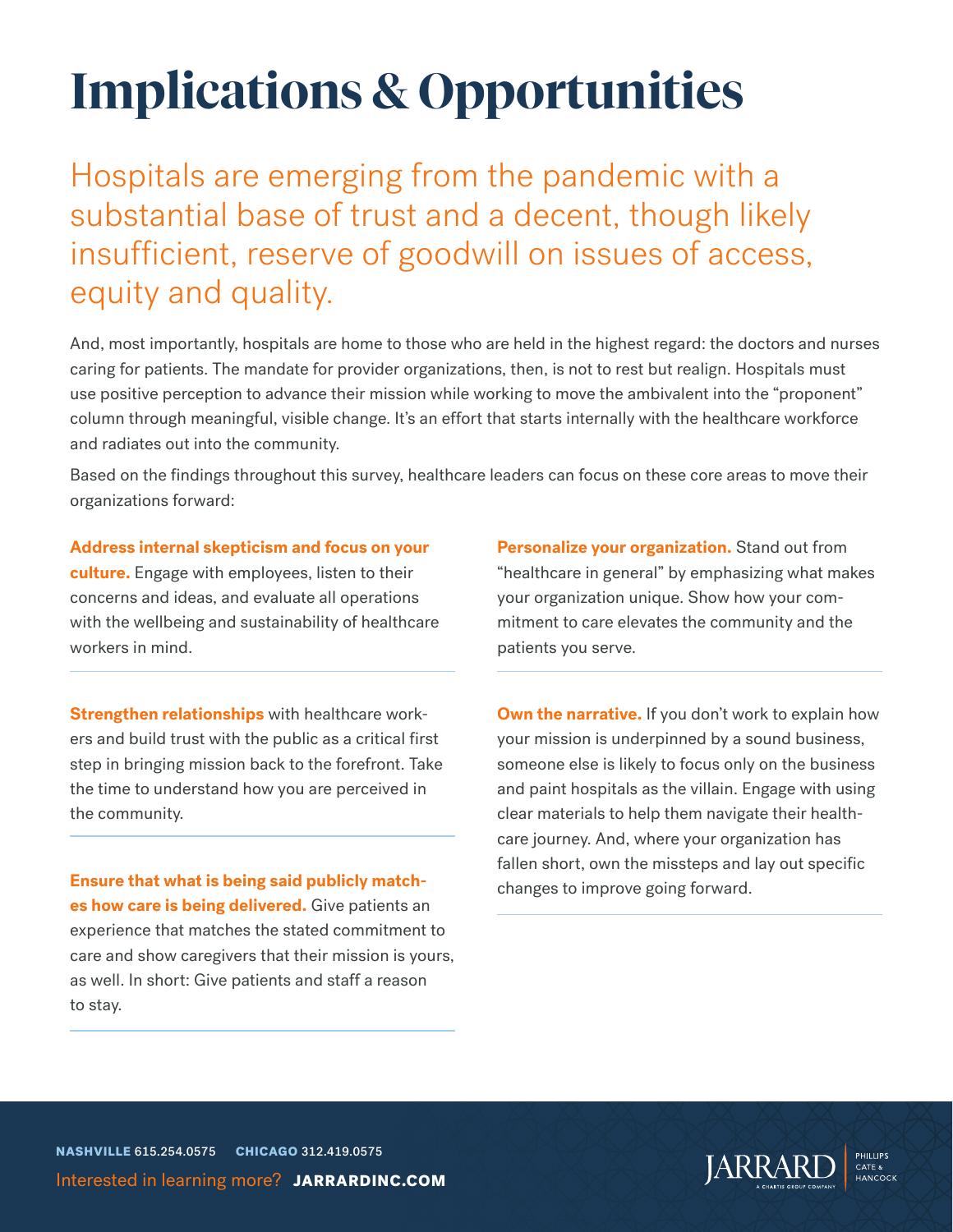# Implications & Opportunities

## Hospitals are emerging from the pandemic with a substantial base of trust and a decent, though likely insufficient, reserve of goodwill on issues of access, equity and quality.

And, most importantly, hospitals are home to those who are held in the highest regard: the doctors and nurses caring for patients. The mandate for provider organizations, then, is not to rest but realign. Hospitals must use positive perception to advance their mission while working to move the ambivalent into the "proponent" column through meaningful, visible change. It's an effort that starts internally with the healthcare workforce and radiates out into the community.

Based on the findings throughout this survey, healthcare leaders can focus on these core areas to move their organizations forward:

**Address internal skepticism and focus on your culture.** Engage with employees, listen to their concerns and ideas, and evaluate all operations with the wellbeing and sustainability of healthcare workers in mind.

**Strengthen relationships** with healthcare workers and build trust with the public as a critical first step in bringing mission back to the forefront. Take the time to understand how you are perceived in the community.

**Ensure that what is being said publicly matches how care is being delivered.** Give patients an experience that matches the stated commitment to care and show caregivers that their mission is yours, as well. In short: Give patients and staff a reason to stay.

**Personalize your organization.** Stand out from "healthcare in general" by emphasizing what makes your organization unique. Show how your commitment to care elevates the community and the patients you serve.

**Own the narrative.** If you don't work to explain how your mission is underpinned by a sound business, someone else is likely to focus only on the business and paint hospitals as the villain. Engage with using clear materials to help them navigate their healthcare journey. And, where your organization has fallen short, own the missteps and lay out specific changes to improve going forward.

**NASHVILLE** 615.254.0575 **CHICAGO** 312.419.0575

Interested in learning more? **JARRARDINC.COM**

JARRARD | PHILLIPS CATE & HANCOCK
A CHARTIS GROUP COMPANY